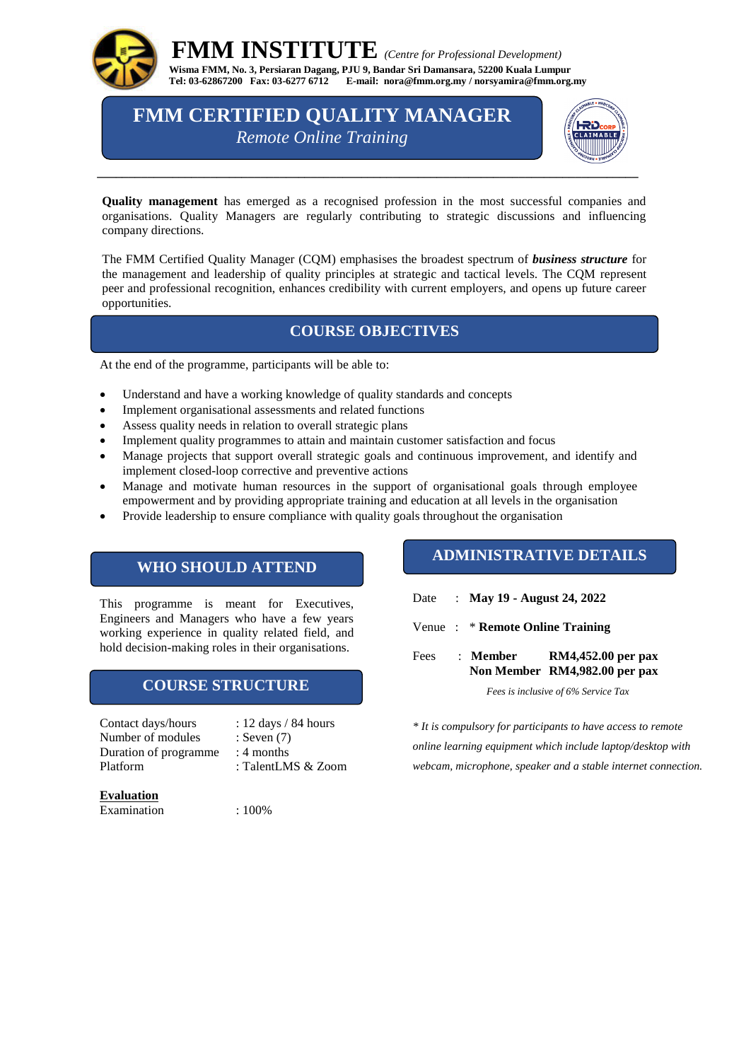# FMM INSTITUTE *(Centre for Professional Development)*

**Wisma FMM, No. 3, Persiaran Dagang, PJU 9, Bandar Sri Damansara, 52200 Kuala Lumpur**
**Tel: 03-62867200 Fax: 03-6277 6712 E-mail: nora@fmm.org.my / norsyamira@fmm.org.my**

## FMM CERTIFIED QUALITY MANAGER

*Remote Online Training*

---

**Quality management** has emerged as a recognised profession in the most successful companies and organisations. Quality Managers are regularly contributing to strategic discussions and influencing company directions.

The FMM Certified Quality Manager (CQM) emphasises the broadest spectrum of ***business structure*** for the management and leadership of quality principles at strategic and tactical levels. The CQM represent peer and professional recognition, enhances credibility with current employers, and opens up future career opportunities.

## COURSE OBJECTIVES

At the end of the programme, participants will be able to:

- Understand and have a working knowledge of quality standards and concepts
- Implement organisational assessments and related functions
- Assess quality needs in relation to overall strategic plans
- Implement quality programmes to attain and maintain customer satisfaction and focus
- Manage projects that support overall strategic goals and continuous improvement, and identify and implement closed-loop corrective and preventive actions
- Manage and motivate human resources in the support of organisational goals through employee empowerment and by providing appropriate training and education at all levels in the organisation
- Provide leadership to ensure compliance with quality goals throughout the organisation

## WHO SHOULD ATTEND

This programme is meant for Executives, Engineers and Managers who have a few years working experience in quality related field, and hold decision-making roles in their organisations.

## COURSE STRUCTURE

| | |
|---|---|
| Contact days/hours | : 12 days / 84 hours |
| Number of modules | : Seven (7) |
| Duration of programme | : 4 months |
| Platform | : TalentLMS & Zoom |

**Evaluation**

| | |
|---|---|
| Examination | : 100% |

## ADMINISTRATIVE DETAILS

| | | | |
|---|---|---|---|
| Date | : | **May 19 - August 24, 2022** | |
| Venue | : | * **Remote Online Training** | |
| Fees | : | **Member** | **RM4,452.00 per pax** |
| | | **Non Member** | **RM4,982.00 per pax** |

*Fees is inclusive of 6% Service Tax*

** It is compulsory for participants to have access to remote online learning equipment which include laptop/desktop with webcam, microphone, speaker and a stable internet connection.*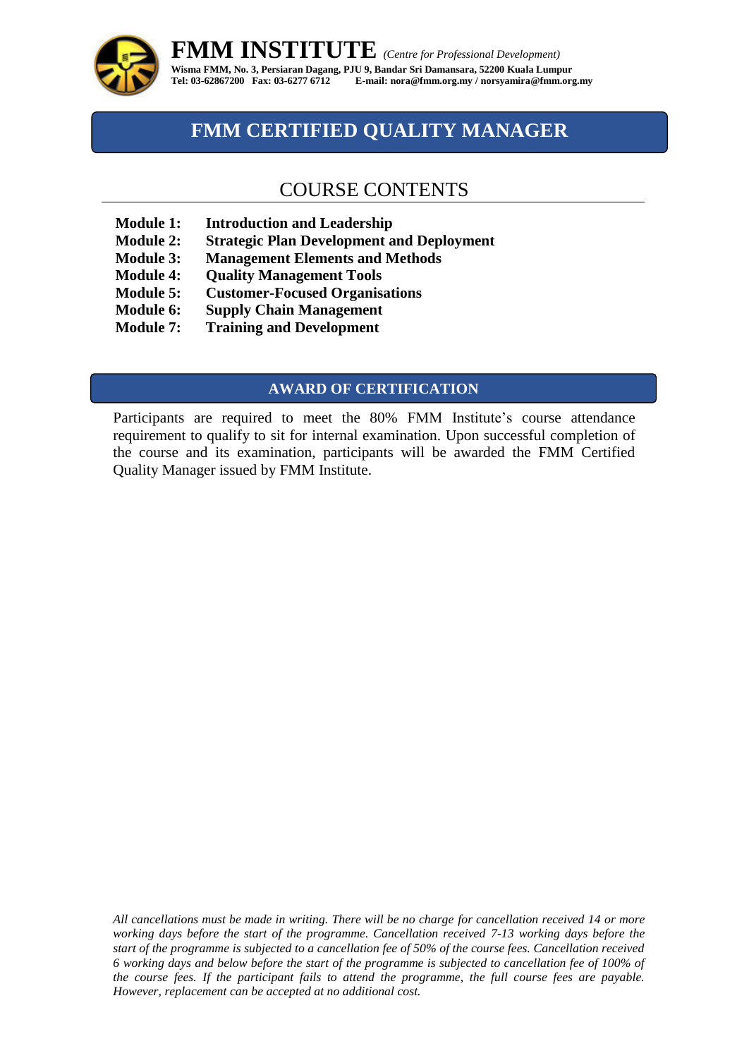# FMM INSTITUTE *(Centre for Professional Development)*

**Wisma FMM, No. 3, Persiaran Dagang, PJU 9, Bandar Sri Damansara, 52200 Kuala Lumpur**
**Tel: 03-62867200 Fax: 03-6277 6712 E-mail: nora@fmm.org.my / norsyamira@fmm.org.my**

## FMM CERTIFIED QUALITY MANAGER

### COURSE CONTENTS

**Module 1:** **Introduction and Leadership**
**Module 2:** **Strategic Plan Development and Deployment**
**Module 3:** **Management Elements and Methods**
**Module 4:** **Quality Management Tools**
**Module 5:** **Customer-Focused Organisations**
**Module 6:** **Supply Chain Management**
**Module 7:** **Training and Development**

### AWARD OF CERTIFICATION

Participants are required to meet the 80% FMM Institute's course attendance requirement to qualify to sit for internal examination. Upon successful completion of the course and its examination, participants will be awarded the FMM Certified Quality Manager issued by FMM Institute.

*All cancellations must be made in writing. There will be no charge for cancellation received 14 or more working days before the start of the programme. Cancellation received 7-13 working days before the start of the programme is subjected to a cancellation fee of 50% of the course fees. Cancellation received 6 working days and below before the start of the programme is subjected to cancellation fee of 100% of the course fees. If the participant fails to attend the programme, the full course fees are payable. However, replacement can be accepted at no additional cost.*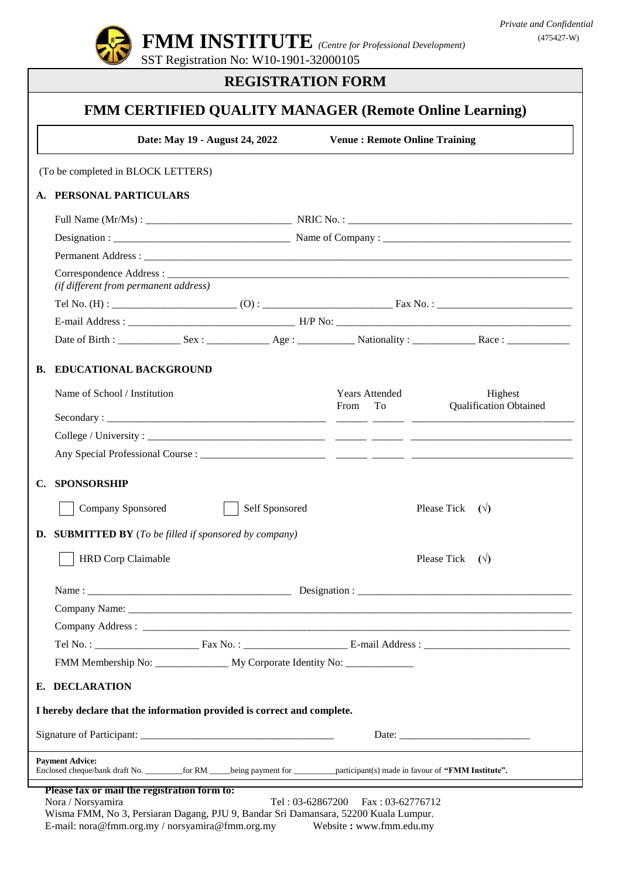*Private and Confidential*
(475427-W)

# FMM INSTITUTE *(Centre for Professional Development)*

SST Registration No: W10-1901-32000105

## REGISTRATION FORM

## FMM CERTIFIED QUALITY MANAGER (Remote Online Learning)

**Date: May 19 - August 24, 2022** **Venue : Remote Online Training**

(To be completed in BLOCK LETTERS)

### A. PERSONAL PARTICULARS

Full Name (Mr/Ms) : ______________________ NRIC No. : ________________________________________

Designation : ______________________________ Name of Company : ________________________________

Permanent Address : ________________________________________________________________________

Correspondence Address : ____________________________________________________________________
*(if different from permanent address)*

Tel No. (H) : ____________________ (O) : ____________________ Fax No. : ______________________

E-mail Address : __________________________ H/P No: ________________________________________

Date of Birth : ___________ Sex : ___________ Age : __________ Nationality : ___________ Race : ___________

### B. EDUCATIONAL BACKGROUND

| Name of School / Institution | Years Attended From | To | Highest Qualification Obtained |
|---|---|---|---|
| Secondary : ________________________ | ______ | ______ | ______________________ |
| College / University : __________________ | ______ | ______ | ______________________ |
| Any Special Professional Course : ____________ | ______ | ______ | ______________________ |

### C. SPONSORSHIP

☐ Company Sponsored ☐ Self Sponsored Please Tick (√)

### D. SUBMITTED BY *(To be filled if sponsored by company)*

☐ HRD Corp Claimable Please Tick (√)

Name : ________________________________ Designation : ________________________________

Company Name: ____________________________________________________________________

Company Address : _________________________________________________________________

Tel No. : __________________ Fax No. : __________________ E-mail Address : ______________________

FMM Membership No: _____________ My Corporate Identity No: ____________

### E. DECLARATION

**I hereby declare that the information provided is correct and complete.**

Signature of Participant: ________________________________ Date: ______________________

**Payment Advice:**
Enclosed cheque/bank draft No. ________for RM _____being payment for _________participant(s) made in favour of **"FMM Institute".**

**Please fax or mail the registration form to:**
Nora / Norsyamira Tel : 03-62867200 Fax : 03-62776712
Wisma FMM, No 3, Persiaran Dagang, PJU 9, Bandar Sri Damansara, 52200 Kuala Lumpur.
E-mail: nora@fmm.org.my / norsyamira@fmm.org.my Website **:** www.fmm.edu.my